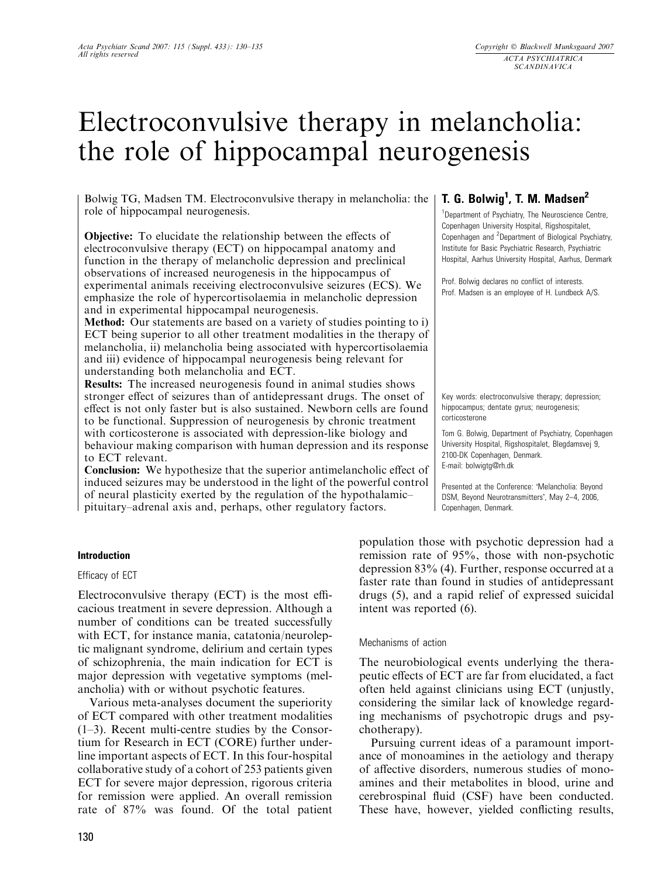# Electroconvulsive therapy in melancholia: the role of hippocampal neurogenesis

**T. G. Bolwig[1], T. M. Madsen[2]**

[1]Department of Psychiatry, The Neuroscience Centre, Copenhagen University Hospital, Rigshospitalet, Copenhagen and [2]Department of Biological Psychiatry, Institute for Basic Psychiatric Research, Psychiatric Hospital, Aarhus University Hospital, Aarhus, Denmark

Prof. Bolwig declares no conflict of interests.
Prof. Madsen is an employee of H. Lundbeck A/S.

Bolwig TG, Madsen TM. Electroconvulsive therapy in melancholia: the role of hippocampal neurogenesis.

**Objective:** To elucidate the relationship between the effects of electroconvulsive therapy (ECT) on hippocampal anatomy and function in the therapy of melancholic depression and preclinical observations of increased neurogenesis in the hippocampus of experimental animals receiving electroconvulsive seizures (ECS). We emphasize the role of hypercortisolaemia in melancholic depression and in experimental hippocampal neurogenesis.

**Method:** Our statements are based on a variety of studies pointing to i) ECT being superior to all other treatment modalities in the therapy of melancholia, ii) melancholia being associated with hypercortisolaemia and iii) evidence of hippocampal neurogenesis being relevant for understanding both melancholia and ECT.

**Results:** The increased neurogenesis found in animal studies shows stronger effect of seizures than of antidepressant drugs. The onset of effect is not only faster but is also sustained. Newborn cells are found to be functional. Suppression of neurogenesis by chronic treatment with corticosterone is associated with depression-like biology and behaviour making comparison with human depression and its response to ECT relevant.

**Conclusion:** We hypothesize that the superior antimelancholic effect of induced seizures may be understood in the light of the powerful control of neural plasticity exerted by the regulation of the hypothalamic–pituitary–adrenal axis and, perhaps, other regulatory factors.

Key words: electroconvulsive therapy; depression; hippocampus; dentate gyrus; neurogenesis; corticosterone

Tom G. Bolwig, Department of Psychiatry, Copenhagen University Hospital, Rigshospitalet, Blegdamsvej 9, 2100-DK Copenhagen, Denmark.
E-mail: bolwigtg@rh.dk

Presented at the Conference: 'Melancholia: Beyond DSM, Beyond Neurotransmitters', May 2–4, 2006, Copenhagen, Denmark.

## Introduction

### Efficacy of ECT

Electroconvulsive therapy (ECT) is the most efficacious treatment in severe depression. Although a number of conditions can be treated successfully with ECT, for instance mania, catatonia/neuroleptic malignant syndrome, delirium and certain types of schizophrenia, the main indication for ECT is major depression with vegetative symptoms (melancholia) with or without psychotic features.

Various meta-analyses document the superiority of ECT compared with other treatment modalities (1–3). Recent multi-centre studies by the Consortium for Research in ECT (CORE) further underline important aspects of ECT. In this four-hospital collaborative study of a cohort of 253 patients given ECT for severe major depression, rigorous criteria for remission were applied. An overall remission rate of 87% was found. Of the total patient population those with psychotic depression had a remission rate of 95%, those with non-psychotic depression 83% (4). Further, response occurred at a faster rate than found in studies of antidepressant drugs (5), and a rapid relief of expressed suicidal intent was reported (6).

### Mechanisms of action

The neurobiological events underlying the therapeutic effects of ECT are far from elucidated, a fact often held against clinicians using ECT (unjustly, considering the similar lack of knowledge regarding mechanisms of psychotropic drugs and psychotherapy).

Pursuing current ideas of a paramount importance of monoamines in the aetiology and therapy of affective disorders, numerous studies of monoamines and their metabolites in blood, urine and cerebrospinal fluid (CSF) have been conducted. These have, however, yielded conflicting results,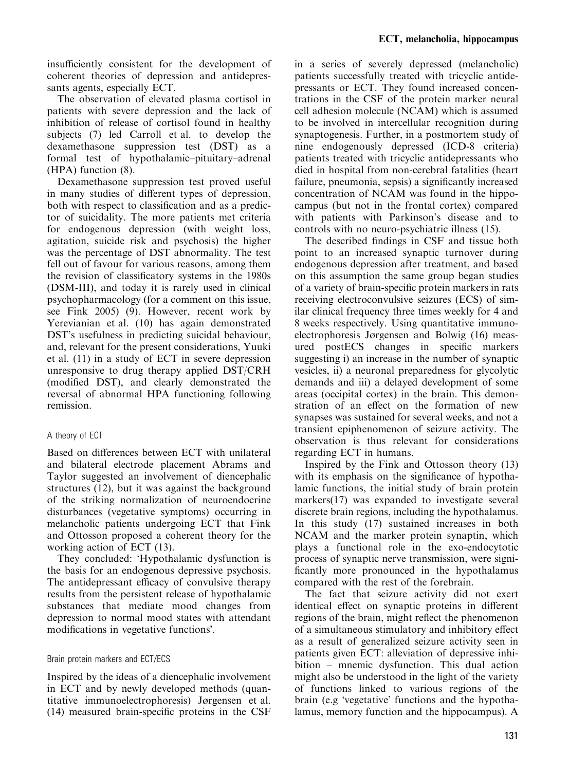insufficiently consistent for the development of coherent theories of depression and antidepressants agents, especially ECT.

The observation of elevated plasma cortisol in patients with severe depression and the lack of inhibition of release of cortisol found in healthy subjects (7) led Carroll et al. to develop the dexamethasone suppression test (DST) as a formal test of hypothalamic–pituitary–adrenal (HPA) function (8).

Dexamethasone suppression test proved useful in many studies of different types of depression, both with respect to classification and as a predictor of suicidality. The more patients met criteria for endogenous depression (with weight loss, agitation, suicide risk and psychosis) the higher was the percentage of DST abnormality. The test fell out of favour for various reasons, among them the revision of classificatory systems in the 1980s (DSM-III), and today it is rarely used in clinical psychopharmacology (for a comment on this issue, see Fink 2005) (9). However, recent work by Yerevianian et al. (10) has again demonstrated DST's usefulness in predicting suicidal behaviour, and, relevant for the present considerations, Yuuki et al. (11) in a study of ECT in severe depression unresponsive to drug therapy applied DST/CRH (modified DST), and clearly demonstrated the reversal of abnormal HPA functioning following remission.

### A theory of ECT

Based on differences between ECT with unilateral and bilateral electrode placement Abrams and Taylor suggested an involvement of diencephalic structures (12), but it was against the background of the striking normalization of neuroendocrine disturbances (vegetative symptoms) occurring in melancholic patients undergoing ECT that Fink and Ottosson proposed a coherent theory for the working action of ECT (13).

They concluded: 'Hypothalamic dysfunction is the basis for an endogenous depressive psychosis. The antidepressant efficacy of convulsive therapy results from the persistent release of hypothalamic substances that mediate mood changes from depression to normal mood states with attendant modifications in vegetative functions'.

### Brain protein markers and ECT/ECS

Inspired by the ideas of a diencephalic involvement in ECT and by newly developed methods (quantitative immunoelectrophoresis) Jørgensen et al. (14) measured brain-specific proteins in the CSF in a series of severely depressed (melancholic) patients successfully treated with tricyclic antidepressants or ECT. They found increased concentrations in the CSF of the protein marker neural cell adhesion molecule (NCAM) which is assumed to be involved in intercellular recognition during synaptogenesis. Further, in a postmortem study of nine endogenously depressed (ICD-8 criteria) patients treated with tricyclic antidepressants who died in hospital from non-cerebral fatalities (heart failure, pneumonia, sepsis) a significantly increased concentration of NCAM was found in the hippocampus (but not in the frontal cortex) compared with patients with Parkinson's disease and to controls with no neuro-psychiatric illness (15).

The described findings in CSF and tissue both point to an increased synaptic turnover during endogenous depression after treatment, and based on this assumption the same group began studies of a variety of brain-specific protein markers in rats receiving electroconvulsive seizures (ECS) of similar clinical frequency three times weekly for 4 and 8 weeks respectively. Using quantitative immunoelectrophoresis Jørgensen and Bolwig (16) measured postECS changes in specific markers suggesting i) an increase in the number of synaptic vesicles, ii) a neuronal preparedness for glycolytic demands and iii) a delayed development of some areas (occipital cortex) in the brain. This demonstration of an effect on the formation of new synapses was sustained for several weeks, and not a transient epiphenomenon of seizure activity. The observation is thus relevant for considerations regarding ECT in humans.

Inspired by the Fink and Ottosson theory (13) with its emphasis on the significance of hypothalamic functions, the initial study of brain protein markers(17) was expanded to investigate several discrete brain regions, including the hypothalamus. In this study (17) sustained increases in both NCAM and the marker protein synaptin, which plays a functional role in the exo-endocytotic process of synaptic nerve transmission, were significantly more pronounced in the hypothalamus compared with the rest of the forebrain.

The fact that seizure activity did not exert identical effect on synaptic proteins in different regions of the brain, might reflect the phenomenon of a simultaneous stimulatory and inhibitory effect as a result of generalized seizure activity seen in patients given ECT: alleviation of depressive inhibition – mnemic dysfunction. This dual action might also be understood in the light of the variety of functions linked to various regions of the brain (e.g 'vegetative' functions and the hypothalamus, memory function and the hippocampus). A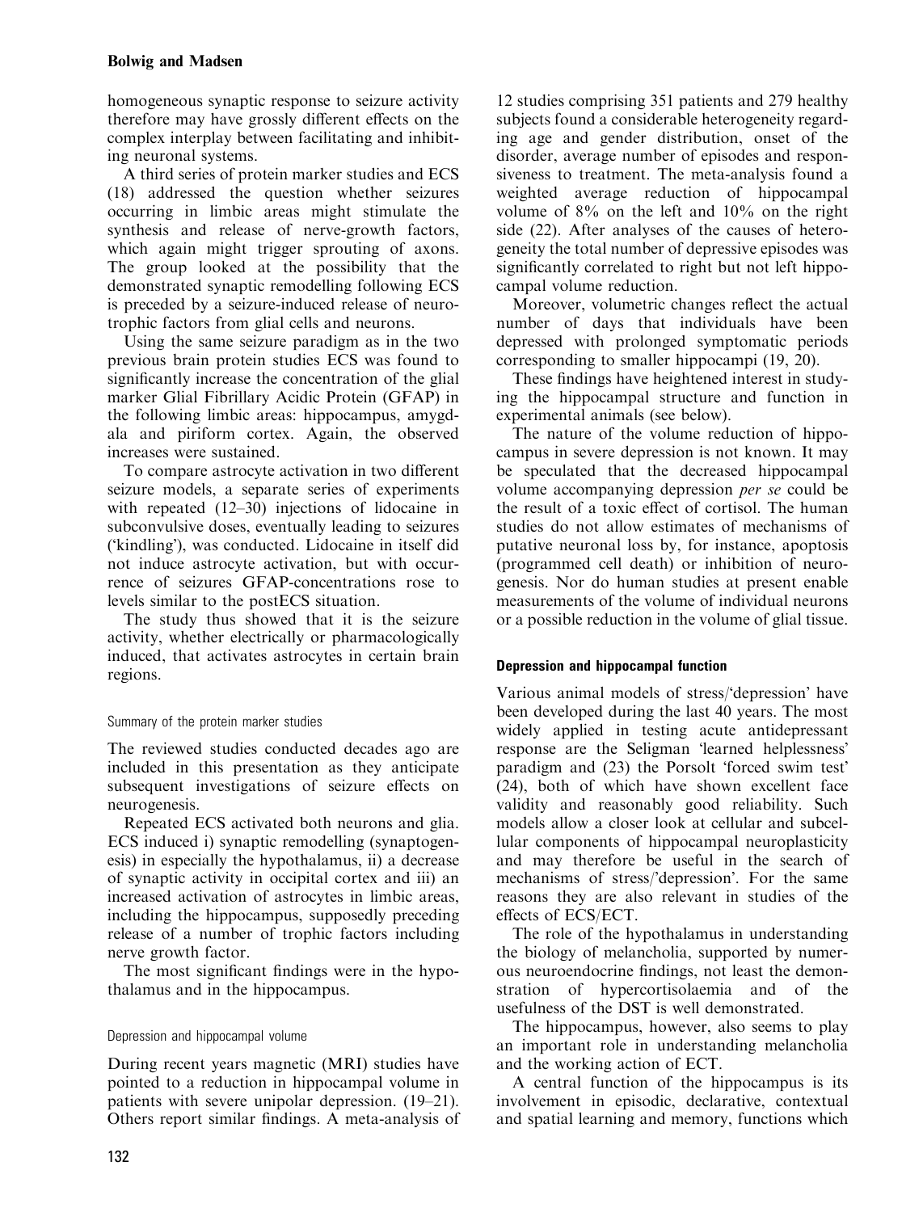homogeneous synaptic response to seizure activity therefore may have grossly different effects on the complex interplay between facilitating and inhibiting neuronal systems.

A third series of protein marker studies and ECS (18) addressed the question whether seizures occurring in limbic areas might stimulate the synthesis and release of nerve-growth factors, which again might trigger sprouting of axons. The group looked at the possibility that the demonstrated synaptic remodelling following ECS is preceded by a seizure-induced release of neurotrophic factors from glial cells and neurons.

Using the same seizure paradigm as in the two previous brain protein studies ECS was found to significantly increase the concentration of the glial marker Glial Fibrillary Acidic Protein (GFAP) in the following limbic areas: hippocampus, amygdala and piriform cortex. Again, the observed increases were sustained.

To compare astrocyte activation in two different seizure models, a separate series of experiments with repeated (12–30) injections of lidocaine in subconvulsive doses, eventually leading to seizures ('kindling'), was conducted. Lidocaine in itself did not induce astrocyte activation, but with occurrence of seizures GFAP-concentrations rose to levels similar to the postECS situation.

The study thus showed that it is the seizure activity, whether electrically or pharmacologically induced, that activates astrocytes in certain brain regions.

### Summary of the protein marker studies

The reviewed studies conducted decades ago are included in this presentation as they anticipate subsequent investigations of seizure effects on neurogenesis.

Repeated ECS activated both neurons and glia. ECS induced i) synaptic remodelling (synaptogenesis) in especially the hypothalamus, ii) a decrease of synaptic activity in occipital cortex and iii) an increased activation of astrocytes in limbic areas, including the hippocampus, supposedly preceding release of a number of trophic factors including nerve growth factor.

The most significant findings were in the hypothalamus and in the hippocampus.

### Depression and hippocampal volume

During recent years magnetic (MRI) studies have pointed to a reduction in hippocampal volume in patients with severe unipolar depression. (19–21). Others report similar findings. A meta-analysis of 12 studies comprising 351 patients and 279 healthy subjects found a considerable heterogeneity regarding age and gender distribution, onset of the disorder, average number of episodes and responsiveness to treatment. The meta-analysis found a weighted average reduction of hippocampal volume of 8% on the left and 10% on the right side (22). After analyses of the causes of heterogeneity the total number of depressive episodes was significantly correlated to right but not left hippocampal volume reduction.

Moreover, volumetric changes reflect the actual number of days that individuals have been depressed with prolonged symptomatic periods corresponding to smaller hippocampi (19, 20).

These findings have heightened interest in studying the hippocampal structure and function in experimental animals (see below).

The nature of the volume reduction of hippocampus in severe depression is not known. It may be speculated that the decreased hippocampal volume accompanying depression *per se* could be the result of a toxic effect of cortisol. The human studies do not allow estimates of mechanisms of putative neuronal loss by, for instance, apoptosis (programmed cell death) or inhibition of neurogenesis. Nor do human studies at present enable measurements of the volume of individual neurons or a possible reduction in the volume of glial tissue.

## Depression and hippocampal function

Various animal models of stress/'depression' have been developed during the last 40 years. The most widely applied in testing acute antidepressant response are the Seligman 'learned helplessness' paradigm and (23) the Porsolt 'forced swim test' (24), both of which have shown excellent face validity and reasonably good reliability. Such models allow a closer look at cellular and subcellular components of hippocampal neuroplasticity and may therefore be useful in the search of mechanisms of stress/'depression'. For the same reasons they are also relevant in studies of the effects of ECS/ECT.

The role of the hypothalamus in understanding the biology of melancholia, supported by numerous neuroendocrine findings, not least the demonstration of hypercortisolaemia and of the usefulness of the DST is well demonstrated.

The hippocampus, however, also seems to play an important role in understanding melancholia and the working action of ECT.

A central function of the hippocampus is its involvement in episodic, declarative, contextual and spatial learning and memory, functions which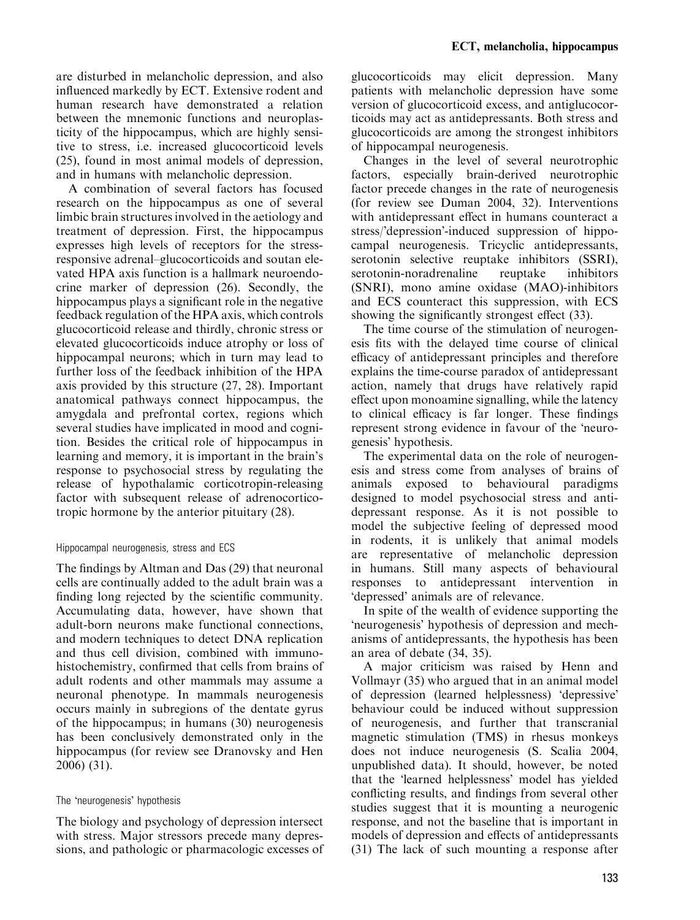are disturbed in melancholic depression, and also influenced markedly by ECT. Extensive rodent and human research have demonstrated a relation between the mnemonic functions and neuroplasticity of the hippocampus, which are highly sensitive to stress, i.e. increased glucocorticoid levels (25), found in most animal models of depression, and in humans with melancholic depression.

A combination of several factors has focused research on the hippocampus as one of several limbic brain structures involved in the aetiology and treatment of depression. First, the hippocampus expresses high levels of receptors for the stress-responsive adrenal–glucocorticoids and soutan elevated HPA axis function is a hallmark neuroendocrine marker of depression (26). Secondly, the hippocampus plays a significant role in the negative feedback regulation of the HPA axis, which controls glucocorticoid release and thirdly, chronic stress or elevated glucocorticoids induce atrophy or loss of hippocampal neurons; which in turn may lead to further loss of the feedback inhibition of the HPA axis provided by this structure (27, 28). Important anatomical pathways connect hippocampus, the amygdala and prefrontal cortex, regions which several studies have implicated in mood and cognition. Besides the critical role of hippocampus in learning and memory, it is important in the brain's response to psychosocial stress by regulating the release of hypothalamic corticotropin-releasing factor with subsequent release of adrenocorticotropic hormone by the anterior pituitary (28).

### Hippocampal neurogenesis, stress and ECS

The findings by Altman and Das (29) that neuronal cells are continually added to the adult brain was a finding long rejected by the scientific community. Accumulating data, however, have shown that adult-born neurons make functional connections, and modern techniques to detect DNA replication and thus cell division, combined with immunohistochemistry, confirmed that cells from brains of adult rodents and other mammals may assume a neuronal phenotype. In mammals neurogenesis occurs mainly in subregions of the dentate gyrus of the hippocampus; in humans (30) neurogenesis has been conclusively demonstrated only in the hippocampus (for review see Dranovsky and Hen 2006) (31).

### The 'neurogenesis' hypothesis

The biology and psychology of depression intersect with stress. Major stressors precede many depressions, and pathologic or pharmacologic excesses of glucocorticoids may elicit depression. Many patients with melancholic depression have some version of glucocorticoid excess, and antiglucocorticoids may act as antidepressants. Both stress and glucocorticoids are among the strongest inhibitors of hippocampal neurogenesis.

Changes in the level of several neurotrophic factors, especially brain-derived neurotrophic factor precede changes in the rate of neurogenesis (for review see Duman 2004, 32). Interventions with antidepressant effect in humans counteract a stress/'depression'-induced suppression of hippocampal neurogenesis. Tricyclic antidepressants, serotonin selective reuptake inhibitors (SSRI), serotonin-noradrenaline reuptake inhibitors (SNRI), mono amine oxidase (MAO)-inhibitors and ECS counteract this suppression, with ECS showing the significantly strongest effect (33).

The time course of the stimulation of neurogenesis fits with the delayed time course of clinical efficacy of antidepressant principles and therefore explains the time-course paradox of antidepressant action, namely that drugs have relatively rapid effect upon monoamine signalling, while the latency to clinical efficacy is far longer. These findings represent strong evidence in favour of the 'neurogenesis' hypothesis.

The experimental data on the role of neurogenesis and stress come from analyses of brains of animals exposed to behavioural paradigms designed to model psychosocial stress and antidepressant response. As it is not possible to model the subjective feeling of depressed mood in rodents, it is unlikely that animal models are representative of melancholic depression in humans. Still many aspects of behavioural responses to antidepressant intervention in 'depressed' animals are of relevance.

In spite of the wealth of evidence supporting the 'neurogenesis' hypothesis of depression and mechanisms of antidepressants, the hypothesis has been an area of debate (34, 35).

A major criticism was raised by Henn and Vollmayr (35) who argued that in an animal model of depression (learned helplessness) 'depressive' behaviour could be induced without suppression of neurogenesis, and further that transcranial magnetic stimulation (TMS) in rhesus monkeys does not induce neurogenesis (S. Scalia 2004, unpublished data). It should, however, be noted that the 'learned helplessness' model has yielded conflicting results, and findings from several other studies suggest that it is mounting a neurogenic response, and not the baseline that is important in models of depression and effects of antidepressants (31) The lack of such mounting a response after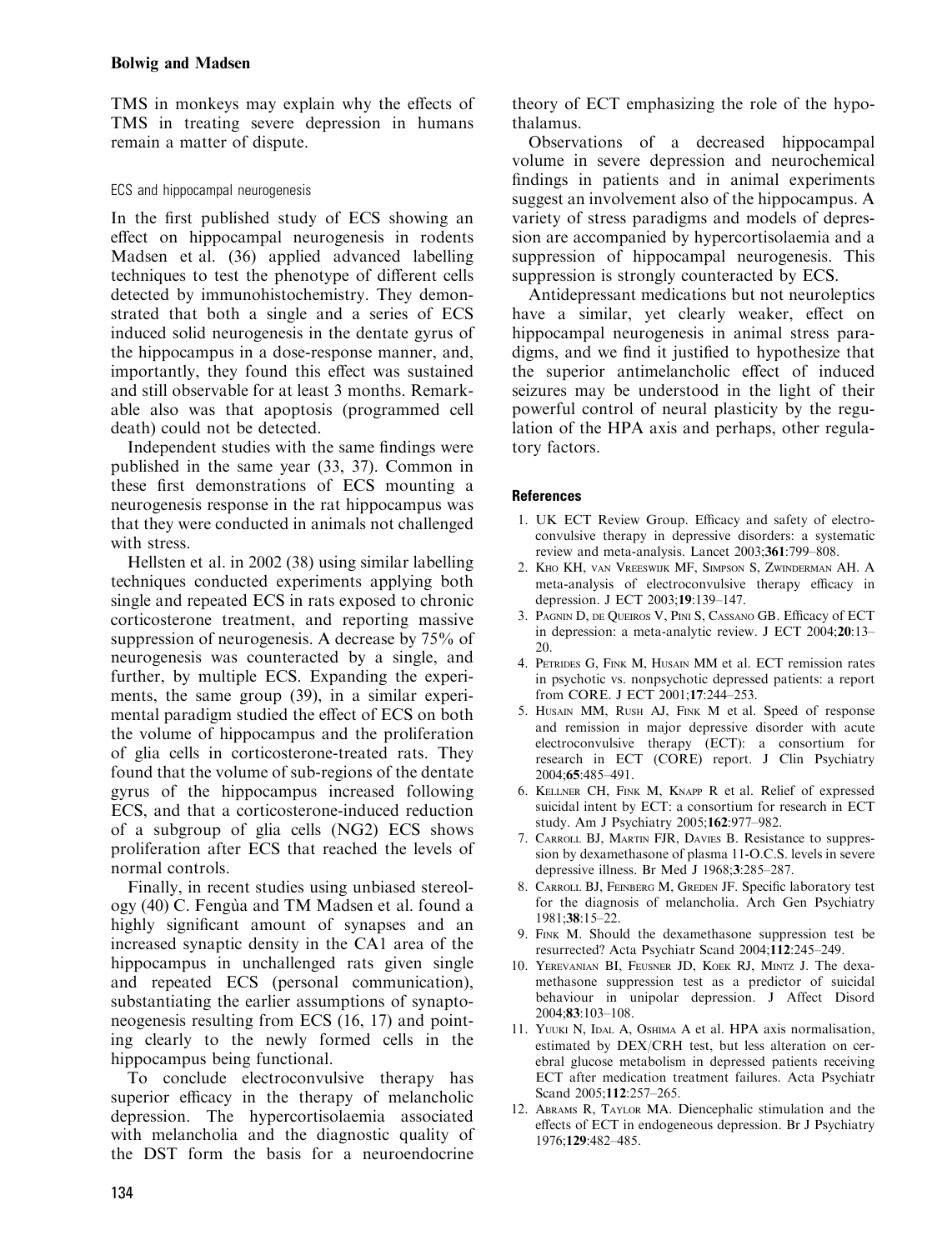TMS in monkeys may explain why the effects of TMS in treating severe depression in humans remain a matter of dispute.

### ECS and hippocampal neurogenesis

In the first published study of ECS showing an effect on hippocampal neurogenesis in rodents Madsen et al. (36) applied advanced labelling techniques to test the phenotype of different cells detected by immunohistochemistry. They demonstrated that both a single and a series of ECS induced solid neurogenesis in the dentate gyrus of the hippocampus in a dose-response manner, and, importantly, they found this effect was sustained and still observable for at least 3 months. Remarkable also was that apoptosis (programmed cell death) could not be detected.

Independent studies with the same findings were published in the same year (33, 37). Common in these first demonstrations of ECS mounting a neurogenesis response in the rat hippocampus was that they were conducted in animals not challenged with stress.

Hellsten et al. in 2002 (38) using similar labelling techniques conducted experiments applying both single and repeated ECS in rats exposed to chronic corticosterone treatment, and reporting massive suppression of neurogenesis. A decrease by 75% of neurogenesis was counteracted by a single, and further, by multiple ECS. Expanding the experiments, the same group (39), in a similar experimental paradigm studied the effect of ECS on both the volume of hippocampus and the proliferation of glia cells in corticosterone-treated rats. They found that the volume of sub-regions of the dentate gyrus of the hippocampus increased following ECS, and that a corticosterone-induced reduction of a subgroup of glia cells (NG2) ECS shows proliferation after ECS that reached the levels of normal controls.

Finally, in recent studies using unbiased stereology (40) C. Fengùa and TM Madsen et al. found a highly significant amount of synapses and an increased synaptic density in the CA1 area of the hippocampus in unchallenged rats given single and repeated ECS (personal communication), substantiating the earlier assumptions of synaptoneogenesis resulting from ECS (16, 17) and pointing clearly to the newly formed cells in the hippocampus being functional.

To conclude electroconvulsive therapy has superior efficacy in the therapy of melancholic depression. The hypercortisolaemia associated with melancholia and the diagnostic quality of the DST form the basis for a neuroendocrine theory of ECT emphasizing the role of the hypothalamus.

Observations of a decreased hippocampal volume in severe depression and neurochemical findings in patients and in animal experiments suggest an involvement also of the hippocampus. A variety of stress paradigms and models of depression are accompanied by hypercortisolaemia and a suppression of hippocampal neurogenesis. This suppression is strongly counteracted by ECS.

Antidepressant medications but not neuroleptics have a similar, yet clearly weaker, effect on hippocampal neurogenesis in animal stress paradigms, and we find it justified to hypothesize that the superior antimelancholic effect of induced seizures may be understood in the light of their powerful control of neural plasticity by the regulation of the HPA axis and perhaps, other regulatory factors.

## References

1. UK ECT Review Group. Efficacy and safety of electroconvulsive therapy in depressive disorders: a systematic review and meta-analysis. Lancet 2003;**361**:799–808.
2. Kho KH, van Vreeswijk MF, Simpson S, Zwinderman AH. A meta-analysis of electroconvulsive therapy efficacy in depression. J ECT 2003;**19**:139–147.
3. Pagnin D, de Queiros V, Pini S, Cassano GB. Efficacy of ECT in depression: a meta-analytic review. J ECT 2004;**20**:13–20.
4. Petrides G, Fink M, Husain MM et al. ECT remission rates in psychotic vs. nonpsychotic depressed patients: a report from CORE. J ECT 2001;**17**:244–253.
5. Husain MM, Rush AJ, Fink M et al. Speed of response and remission in major depressive disorder with acute electroconvulsive therapy (ECT): a consortium for research in ECT (CORE) report. J Clin Psychiatry 2004;**65**:485–491.
6. Kellner CH, Fink M, Knapp R et al. Relief of expressed suicidal intent by ECT: a consortium for research in ECT study. Am J Psychiatry 2005;**162**:977–982.
7. Carroll BJ, Martin FJR, Davies B. Resistance to suppression by dexamethasone of plasma 11-O.C.S. levels in severe depressive illness. Br Med J 1968;**3**:285–287.
8. Carroll BJ, Feinberg M, Greden JF. Specific laboratory test for the diagnosis of melancholia. Arch Gen Psychiatry 1981;**38**:15–22.
9. Fink M. Should the dexamethasone suppression test be resurrected? Acta Psychiatr Scand 2004;**112**:245–249.
10. Yerevanian BI, Feusner JD, Koek RJ, Mintz J. The dexamethasone suppression test as a predictor of suicidal behaviour in unipolar depression. J Affect Disord 2004;**83**:103–108.
11. Yuuki N, Idal A, Oshima A et al. HPA axis normalisation, estimated by DEX/CRH test, but less alteration on cerebral glucose metabolism in depressed patients receiving ECT after medication treatment failures. Acta Psychiatr Scand 2005;**112**:257–265.
12. Abrams R, Taylor MA. Diencephalic stimulation and the effects of ECT in endogeneous depression. Br J Psychiatry 1976;**129**:482–485.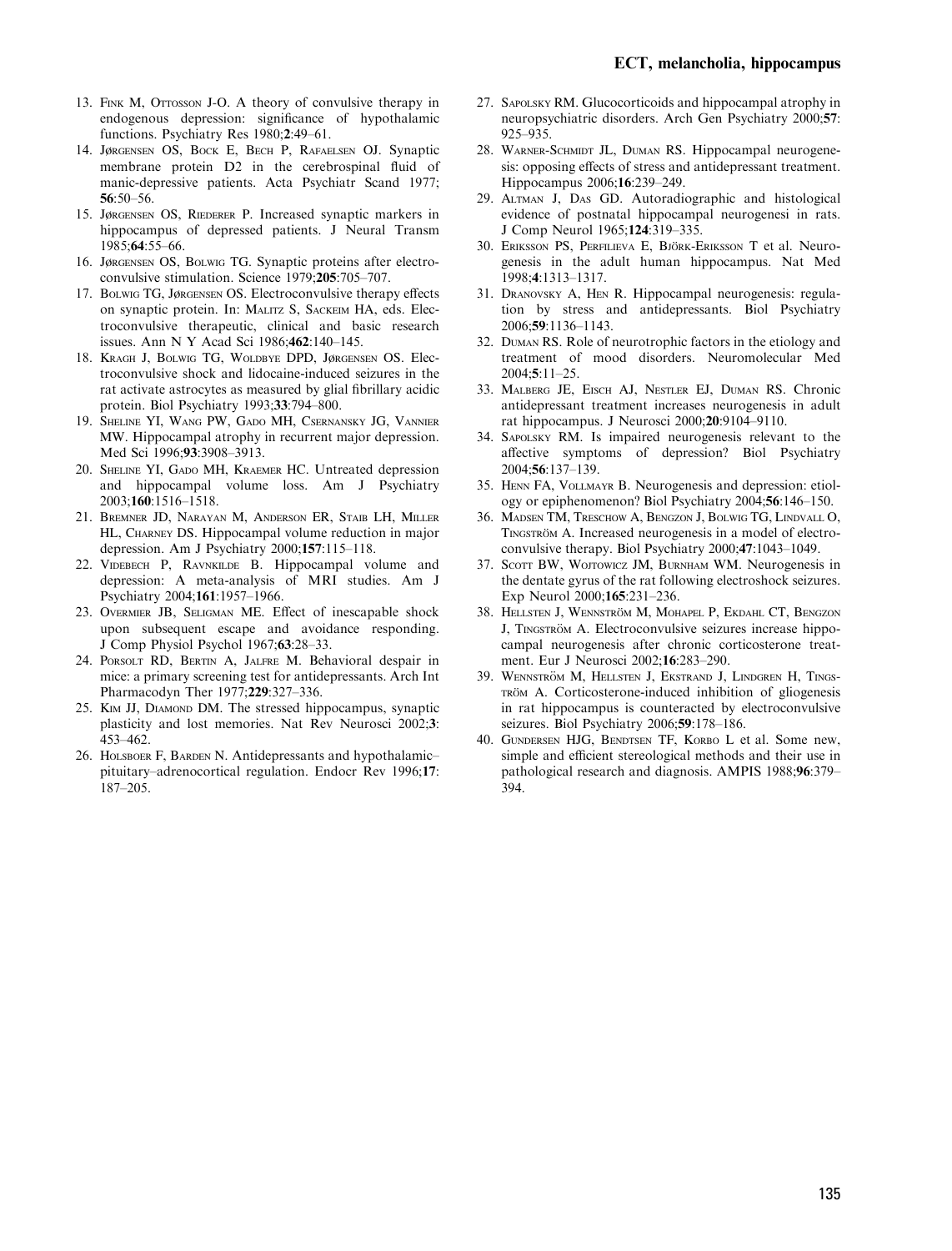13. Fink M, Ottosson J-O. A theory of convulsive therapy in endogenous depression: significance of hypothalamic functions. Psychiatry Res 1980;**2**:49–61.
14. Jørgensen OS, Bock E, Bech P, Rafaelsen OJ. Synaptic membrane protein D2 in the cerebrospinal fluid of manic-depressive patients. Acta Psychiatr Scand 1977; **56**:50–56.
15. Jørgensen OS, Riederer P. Increased synaptic markers in hippocampus of depressed patients. J Neural Transm 1985;**64**:55–66.
16. Jørgensen OS, Bolwig TG. Synaptic proteins after electroconvulsive stimulation. Science 1979;**205**:705–707.
17. Bolwig TG, Jørgensen OS. Electroconvulsive therapy effects on synaptic protein. In: Malitz S, Sackeim HA, eds. Electroconvulsive therapeutic, clinical and basic research issues. Ann N Y Acad Sci 1986;**462**:140–145.
18. Kragh J, Bolwig TG, Woldbye DPD, Jørgensen OS. Electroconvulsive shock and lidocaine-induced seizures in the rat activate astrocytes as measured by glial fibrillary acidic protein. Biol Psychiatry 1993;**33**:794–800.
19. Sheline YI, Wang PW, Gado MH, Csernansky JG, Vannier MW. Hippocampal atrophy in recurrent major depression. Med Sci 1996;**93**:3908–3913.
20. Sheline YI, Gado MH, Kraemer HC. Untreated depression and hippocampal volume loss. Am J Psychiatry 2003;**160**:1516–1518.
21. Bremner JD, Narayan M, Anderson ER, Staib LH, Miller HL, Charney DS. Hippocampal volume reduction in major depression. Am J Psychiatry 2000;**157**:115–118.
22. Videbech P, Ravnkilde B. Hippocampal volume and depression: A meta-analysis of MRI studies. Am J Psychiatry 2004;**161**:1957–1966.
23. Overmier JB, Seligman ME. Effect of inescapable shock upon subsequent escape and avoidance responding. J Comp Physiol Psychol 1967;**63**:28–33.
24. Porsolt RD, Bertin A, Jalfre M. Behavioral despair in mice: a primary screening test for antidepressants. Arch Int Pharmacodyn Ther 1977;**229**:327–336.
25. Kim JJ, Diamond DM. The stressed hippocampus, synaptic plasticity and lost memories. Nat Rev Neurosci 2002;**3**: 453–462.
26. Holsboer F, Barden N. Antidepressants and hypothalamic–pituitary–adrenocortical regulation. Endocr Rev 1996;**17**: 187–205.
27. Sapolsky RM. Glucocorticoids and hippocampal atrophy in neuropsychiatric disorders. Arch Gen Psychiatry 2000;**57**: 925–935.
28. Warner-Schmidt JL, Duman RS. Hippocampal neurogenesis: opposing effects of stress and antidepressant treatment. Hippocampus 2006;**16**:239–249.
29. Altman J, Das GD. Autoradiographic and histological evidence of postnatal hippocampal neurogenesi in rats. J Comp Neurol 1965;**124**:319–335.
30. Eriksson PS, Perfilieva E, Björk-Eriksson T et al. Neurogenesis in the adult human hippocampus. Nat Med 1998;**4**:1313–1317.
31. Dranovsky A, Hen R. Hippocampal neurogenesis: regulation by stress and antidepressants. Biol Psychiatry 2006;**59**:1136–1143.
32. Duman RS. Role of neurotrophic factors in the etiology and treatment of mood disorders. Neuromolecular Med 2004;**5**:11–25.
33. Malberg JE, Eisch AJ, Nestler EJ, Duman RS. Chronic antidepressant treatment increases neurogenesis in adult rat hippocampus. J Neurosci 2000;**20**:9104–9110.
34. Sapolsky RM. Is impaired neurogenesis relevant to the affective symptoms of depression? Biol Psychiatry 2004;**56**:137–139.
35. Henn FA, Vollmayr B. Neurogenesis and depression: etiology or epiphenomenon? Biol Psychiatry 2004;**56**:146–150.
36. Madsen TM, Treschow A, Bengzon J, Bolwig TG, Lindvall O, Tingström A. Increased neurogenesis in a model of electroconvulsive therapy. Biol Psychiatry 2000;**47**:1043–1049.
37. Scott BW, Wojtowicz JM, Burnham WM. Neurogenesis in the dentate gyrus of the rat following electroshock seizures. Exp Neurol 2000;**165**:231–236.
38. Hellsten J, Wennström M, Mohapel P, Ekdahl CT, Bengzon J, Tingström A. Electroconvulsive seizures increase hippocampal neurogenesis after chronic corticosterone treatment. Eur J Neurosci 2002;**16**:283–290.
39. Wennström M, Hellsten J, Ekstrand J, Lindgren H, Tingström A. Corticosterone-induced inhibition of gliogenesis in rat hippocampus is counteracted by electroconvulsive seizures. Biol Psychiatry 2006;**59**:178–186.
40. Gundersen HJG, Bendtsen TF, Korbo L et al. Some new, simple and efficient stereological methods and their use in pathological research and diagnosis. AMPIS 1988;**96**:379–394.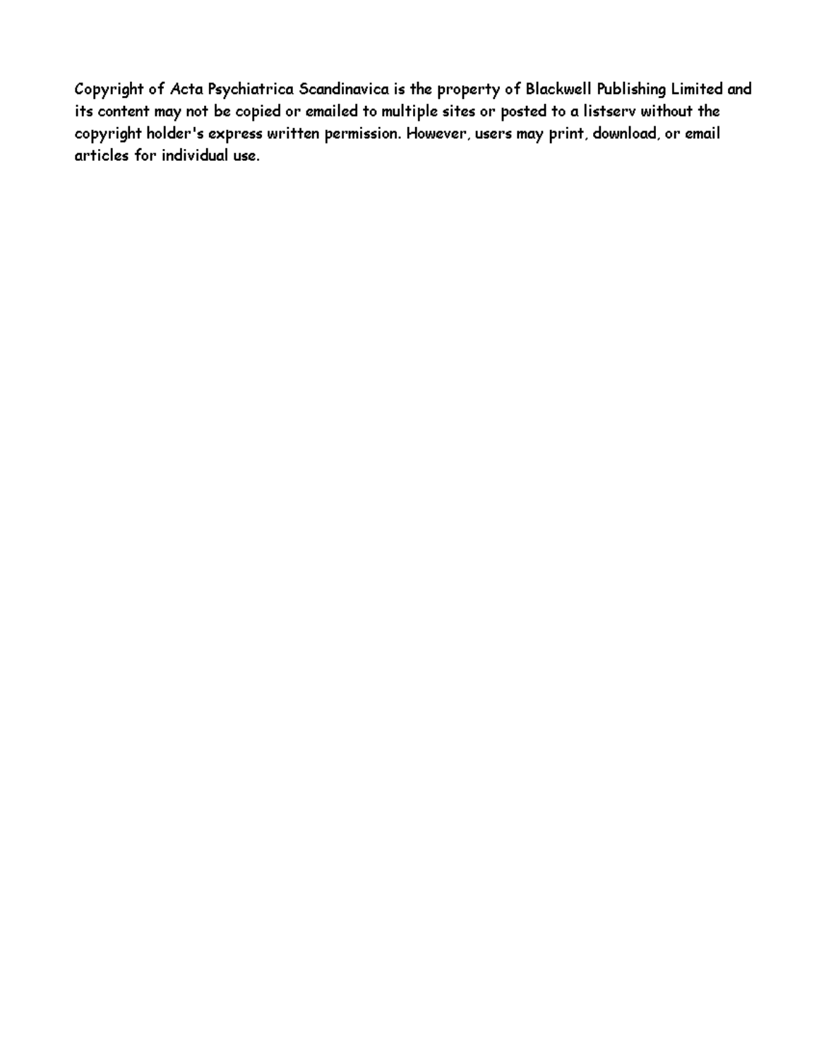Copyright of Acta Psychiatrica Scandinavica is the property of Blackwell Publishing Limited and its content may not be copied or emailed to multiple sites or posted to a listserv without the copyright holder's express written permission. However, users may print, download, or email articles for individual use.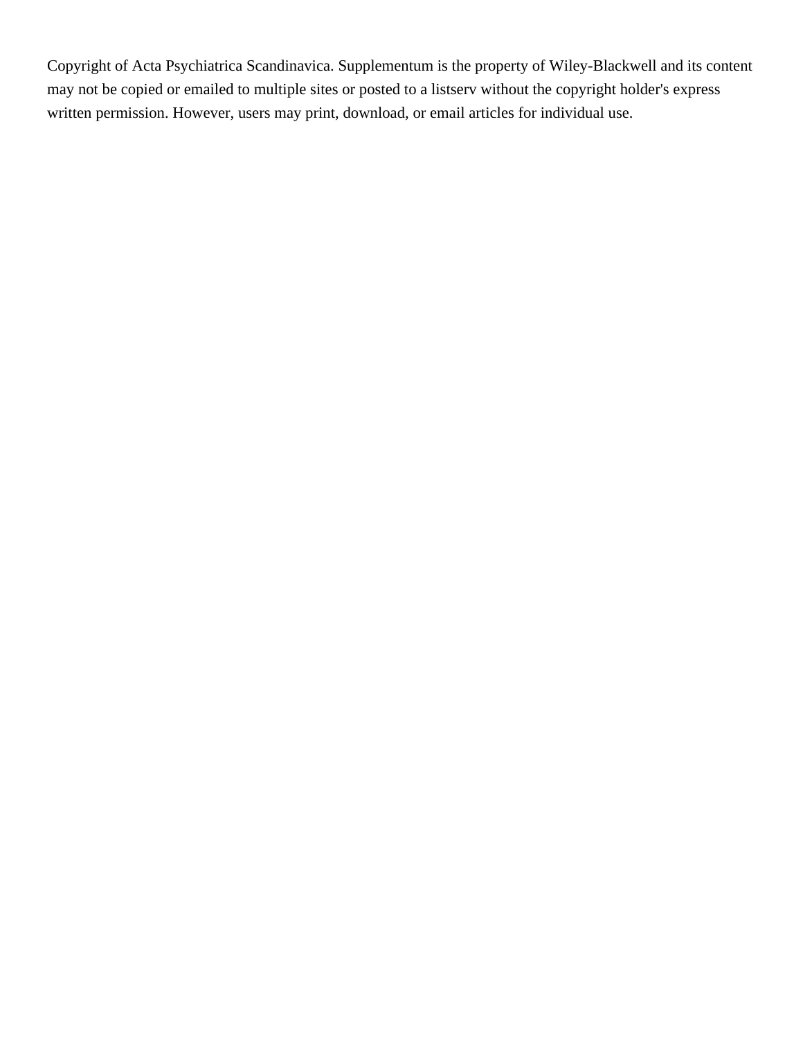Copyright of Acta Psychiatrica Scandinavica. Supplementum is the property of Wiley-Blackwell and its content may not be copied or emailed to multiple sites or posted to a listserv without the copyright holder's express written permission. However, users may print, download, or email articles for individual use.